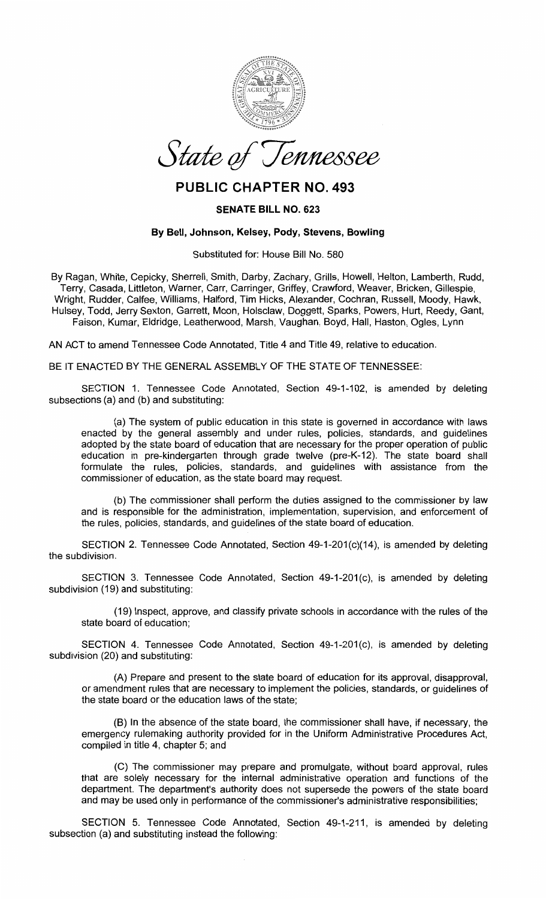*State of Tennessee*

# PUBLIC CHAPTER NO. 493

## SENATE BILL NO. 623

### By Bell, Johnson, Kelsey, Pody, Stevens, Bowling

Substituted for: House Bill No. 580

By Ragan, White, Cepicky, Sherrell, Smith, Darby, Zachary, Grills, Howell, Helton, Lamberth, Rudd, Terry, Casada, Littleton, Warner, Carr, Carringer, Griffey, Crawford, Weaver, Bricken, Gillespie, Wright, Rudder, Calfee, Williams, Halford, Tim Hicks, Alexander, Cochran, Russell, Moody, Hawk, Hulsey, Todd, Jerry Sexton, Garrett, Moon, Holsclaw, Doggett, Sparks, Powers, Hurt, Reedy, Gant, Faison, Kumar, Eldridge, Leatherwood, Marsh, Vaughan, Boyd, Hall, Haston, Ogles, Lynn

AN ACT to amend Tennessee Code Annotated, Title 4 and Title 49, relative to education.

BE IT ENACTED BY THE GENERAL ASSEMBLY OF THE STATE OF TENNESSEE:

SECTION 1. Tennessee Code Annotated, Section 49-1-102, is amended by deleting subsections (a) and (b) and substituting:

> (a) The system of public education in this state is governed in accordance with laws enacted by the general assembly and under rules, policies, standards, and guidelines adopted by the state board of education that are necessary for the proper operation of public education in pre-kindergarten through grade twelve (pre-K-12). The state board shall formulate the rules, policies, standards, and guidelines with assistance from the commissioner of education, as the state board may request.
>
> (b) The commissioner shall perform the duties assigned to the commissioner by law and is responsible for the administration, implementation, supervision, and enforcement of the rules, policies, standards, and guidelines of the state board of education.

SECTION 2. Tennessee Code Annotated, Section 49-1-201(c)(14), is amended by deleting the subdivision.

SECTION 3. Tennessee Code Annotated, Section 49-1-201(c), is amended by deleting subdivision (19) and substituting:

> (19) Inspect, approve, and classify private schools in accordance with the rules of the state board of education;

SECTION 4. Tennessee Code Annotated, Section 49-1-201(c), is amended by deleting subdivision (20) and substituting:

> (A) Prepare and present to the state board of education for its approval, disapproval, or amendment rules that are necessary to implement the policies, standards, or guidelines of the state board or the education laws of the state;
>
> (B) In the absence of the state board, the commissioner shall have, if necessary, the emergency rulemaking authority provided for in the Uniform Administrative Procedures Act, compiled in title 4, chapter 5; and
>
> (C) The commissioner may prepare and promulgate, without board approval, rules that are solely necessary for the internal administrative operation and functions of the department. The department's authority does not supersede the powers of the state board and may be used only in performance of the commissioner's administrative responsibilities;

SECTION 5. Tennessee Code Annotated, Section 49-1-211, is amended by deleting subsection (a) and substituting instead the following: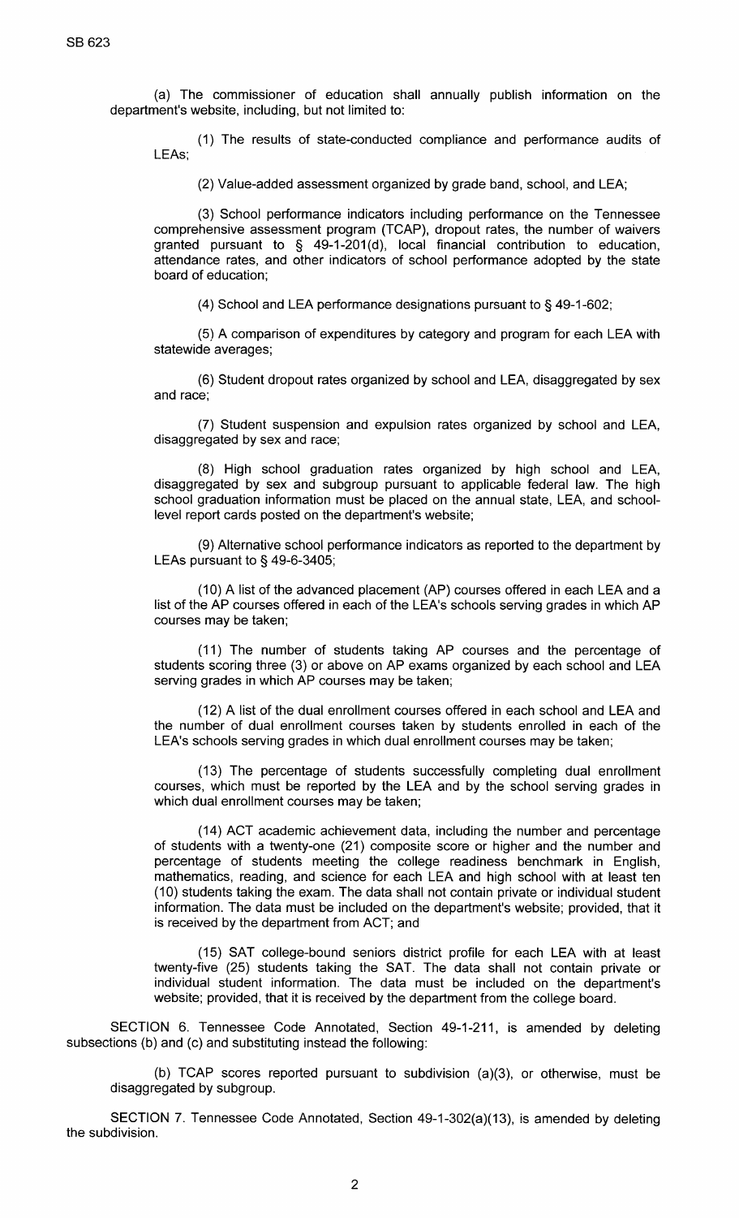(a) The commissioner of education shall annually publish information on the department's website, including, but not limited to:

(1) The results of state-conducted compliance and performance audits of LEAs;

(2) Value-added assessment organized by grade band, school, and LEA;

(3) School performance indicators including performance on the Tennessee comprehensive assessment program (TCAP), dropout rates, the number of waivers granted pursuant to § 49-1-201(d), local financial contribution to education, attendance rates, and other indicators of school performance adopted by the state board of education;

(4) School and LEA performance designations pursuant to § 49-1-602;

(5) A comparison of expenditures by category and program for each LEA with statewide averages;

(6) Student dropout rates organized by school and LEA, disaggregated by sex and race;

(7) Student suspension and expulsion rates organized by school and LEA, disaggregated by sex and race;

(8) High school graduation rates organized by high school and LEA, disaggregated by sex and subgroup pursuant to applicable federal law. The high school graduation information must be placed on the annual state, LEA, and school-level report cards posted on the department's website;

(9) Alternative school performance indicators as reported to the department by LEAs pursuant to § 49-6-3405;

(10) A list of the advanced placement (AP) courses offered in each LEA and a list of the AP courses offered in each of the LEA's schools serving grades in which AP courses may be taken;

(11) The number of students taking AP courses and the percentage of students scoring three (3) or above on AP exams organized by each school and LEA serving grades in which AP courses may be taken;

(12) A list of the dual enrollment courses offered in each school and LEA and the number of dual enrollment courses taken by students enrolled in each of the LEA's schools serving grades in which dual enrollment courses may be taken;

(13) The percentage of students successfully completing dual enrollment courses, which must be reported by the LEA and by the school serving grades in which dual enrollment courses may be taken;

(14) ACT academic achievement data, including the number and percentage of students with a twenty-one (21) composite score or higher and the number and percentage of students meeting the college readiness benchmark in English, mathematics, reading, and science for each LEA and high school with at least ten (10) students taking the exam. The data shall not contain private or individual student information. The data must be included on the department's website; provided, that it is received by the department from ACT; and

(15) SAT college-bound seniors district profile for each LEA with at least twenty-five (25) students taking the SAT. The data shall not contain private or individual student information. The data must be included on the department's website; provided, that it is received by the department from the college board.

SECTION 6. Tennessee Code Annotated, Section 49-1-211, is amended by deleting subsections (b) and (c) and substituting instead the following:

(b) TCAP scores reported pursuant to subdivision (a)(3), or otherwise, must be disaggregated by subgroup.

SECTION 7. Tennessee Code Annotated, Section 49-1-302(a)(13), is amended by deleting the subdivision.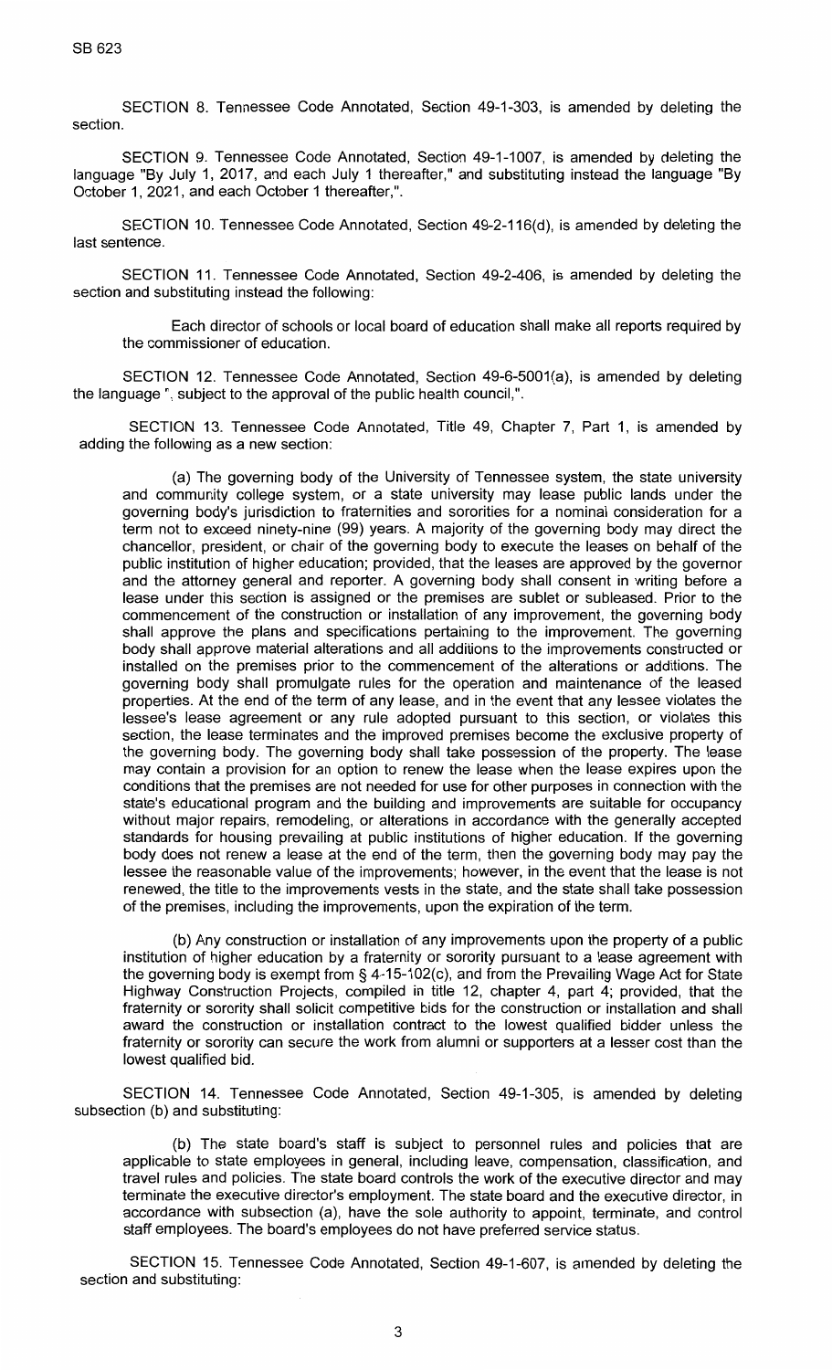SECTION 8. Tennessee Code Annotated, Section 49-1-303, is amended by deleting the section.

SECTION 9. Tennessee Code Annotated, Section 49-1-1007, is amended by deleting the language "By July 1, 2017, and each July 1 thereafter," and substituting instead the language "By October 1, 2021, and each October 1 thereafter,".

SECTION 10. Tennessee Code Annotated, Section 49-2-116(d), is amended by deleting the last sentence.

SECTION 11. Tennessee Code Annotated, Section 49-2-406, is amended by deleting the section and substituting instead the following:

> Each director of schools or local board of education shall make all reports required by the commissioner of education.

SECTION 12. Tennessee Code Annotated, Section 49-6-5001(a), is amended by deleting the language ", subject to the approval of the public health council,".

SECTION 13. Tennessee Code Annotated, Title 49, Chapter 7, Part 1, is amended by adding the following as a new section:

> (a) The governing body of the University of Tennessee system, the state university and community college system, or a state university may lease public lands under the governing body's jurisdiction to fraternities and sororities for a nominal consideration for a term not to exceed ninety-nine (99) years. A majority of the governing body may direct the chancellor, president, or chair of the governing body to execute the leases on behalf of the public institution of higher education; provided, that the leases are approved by the governor and the attorney general and reporter. A governing body shall consent in writing before a lease under this section is assigned or the premises are sublet or subleased. Prior to the commencement of the construction or installation of any improvement, the governing body shall approve the plans and specifications pertaining to the improvement. The governing body shall approve material alterations and all additions to the improvements constructed or installed on the premises prior to the commencement of the alterations or additions. The governing body shall promulgate rules for the operation and maintenance of the leased properties. At the end of the term of any lease, and in the event that any lessee violates the lessee's lease agreement or any rule adopted pursuant to this section, or violates this section, the lease terminates and the improved premises become the exclusive property of the governing body. The governing body shall take possession of the property. The lease may contain a provision for an option to renew the lease when the lease expires upon the conditions that the premises are not needed for use for other purposes in connection with the state's educational program and the building and improvements are suitable for occupancy without major repairs, remodeling, or alterations in accordance with the generally accepted standards for housing prevailing at public institutions of higher education. If the governing body does not renew a lease at the end of the term, then the governing body may pay the lessee the reasonable value of the improvements; however, in the event that the lease is not renewed, the title to the improvements vests in the state, and the state shall take possession of the premises, including the improvements, upon the expiration of the term.
>
> (b) Any construction or installation of any improvements upon the property of a public institution of higher education by a fraternity or sorority pursuant to a lease agreement with the governing body is exempt from § 4-15-102(c), and from the Prevailing Wage Act for State Highway Construction Projects, compiled in title 12, chapter 4, part 4; provided, that the fraternity or sorority shall solicit competitive bids for the construction or installation and shall award the construction or installation contract to the lowest qualified bidder unless the fraternity or sorority can secure the work from alumni or supporters at a lesser cost than the lowest qualified bid.

SECTION 14. Tennessee Code Annotated, Section 49-1-305, is amended by deleting subsection (b) and substituting:

> (b) The state board's staff is subject to personnel rules and policies that are applicable to state employees in general, including leave, compensation, classification, and travel rules and policies. The state board controls the work of the executive director and may terminate the executive director's employment. The state board and the executive director, in accordance with subsection (a), have the sole authority to appoint, terminate, and control staff employees. The board's employees do not have preferred service status.

SECTION 15. Tennessee Code Annotated, Section 49-1-607, is amended by deleting the section and substituting: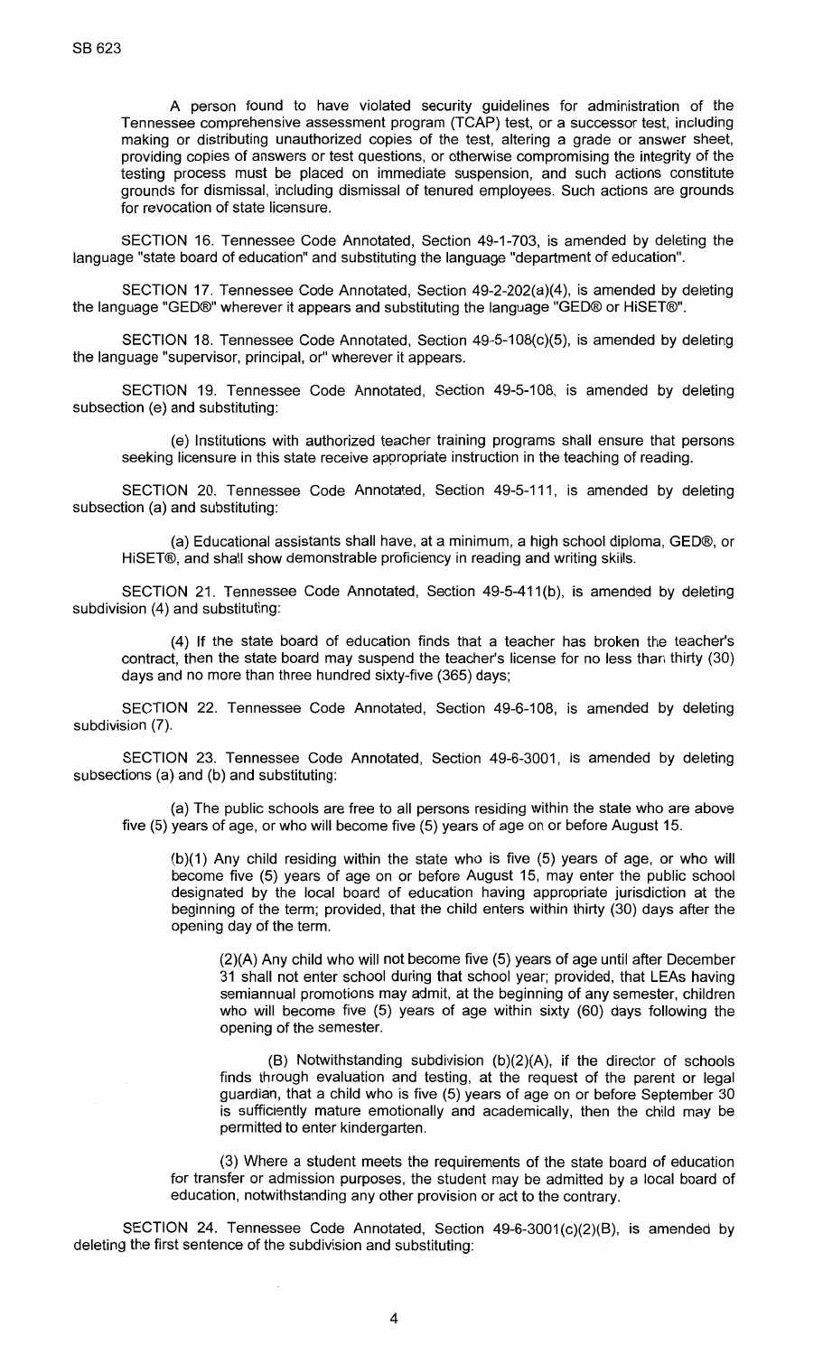A person found to have violated security guidelines for administration of the Tennessee comprehensive assessment program (TCAP) test, or a successor test, including making or distributing unauthorized copies of the test, altering a grade or answer sheet, providing copies of answers or test questions, or otherwise compromising the integrity of the testing process must be placed on immediate suspension, and such actions constitute grounds for dismissal, including dismissal of tenured employees. Such actions are grounds for revocation of state licensure.

SECTION 16. Tennessee Code Annotated, Section 49-1-703, is amended by deleting the language "state board of education" and substituting the language "department of education".

SECTION 17. Tennessee Code Annotated, Section 49-2-202(a)(4), is amended by deleting the language "GED®" wherever it appears and substituting the language "GED® or HiSET®".

SECTION 18. Tennessee Code Annotated, Section 49-5-108(c)(5), is amended by deleting the language "supervisor, principal, or" wherever it appears.

SECTION 19. Tennessee Code Annotated, Section 49-5-108, is amended by deleting subsection (e) and substituting:

> (e) Institutions with authorized teacher training programs shall ensure that persons seeking licensure in this state receive appropriate instruction in the teaching of reading.

SECTION 20. Tennessee Code Annotated, Section 49-5-111, is amended by deleting subsection (a) and substituting:

> (a) Educational assistants shall have, at a minimum, a high school diploma, GED®, or HiSET®, and shall show demonstrable proficiency in reading and writing skills.

SECTION 21. Tennessee Code Annotated, Section 49-5-411(b), is amended by deleting subdivision (4) and substituting:

> (4) If the state board of education finds that a teacher has broken the teacher's contract, then the state board may suspend the teacher's license for no less than thirty (30) days and no more than three hundred sixty-five (365) days;

SECTION 22. Tennessee Code Annotated, Section 49-6-108, is amended by deleting subdivision (7).

SECTION 23. Tennessee Code Annotated, Section 49-6-3001, is amended by deleting subsections (a) and (b) and substituting:

> (a) The public schools are free to all persons residing within the state who are above five (5) years of age, or who will become five (5) years of age on or before August 15.
>
> (b)(1) Any child residing within the state who is five (5) years of age, or who will become five (5) years of age on or before August 15, may enter the public school designated by the local board of education having appropriate jurisdiction at the beginning of the term; provided, that the child enters within thirty (30) days after the opening day of the term.
>
> (2)(A) Any child who will not become five (5) years of age until after December 31 shall not enter school during that school year; provided, that LEAs having semiannual promotions may admit, at the beginning of any semester, children who will become five (5) years of age within sixty (60) days following the opening of the semester.
>
> (B) Notwithstanding subdivision (b)(2)(A), if the director of schools finds through evaluation and testing, at the request of the parent or legal guardian, that a child who is five (5) years of age on or before September 30 is sufficiently mature emotionally and academically, then the child may be permitted to enter kindergarten.
>
> (3) Where a student meets the requirements of the state board of education for transfer or admission purposes, the student may be admitted by a local board of education, notwithstanding any other provision or act to the contrary.

SECTION 24. Tennessee Code Annotated, Section 49-6-3001(c)(2)(B), is amended by deleting the first sentence of the subdivision and substituting: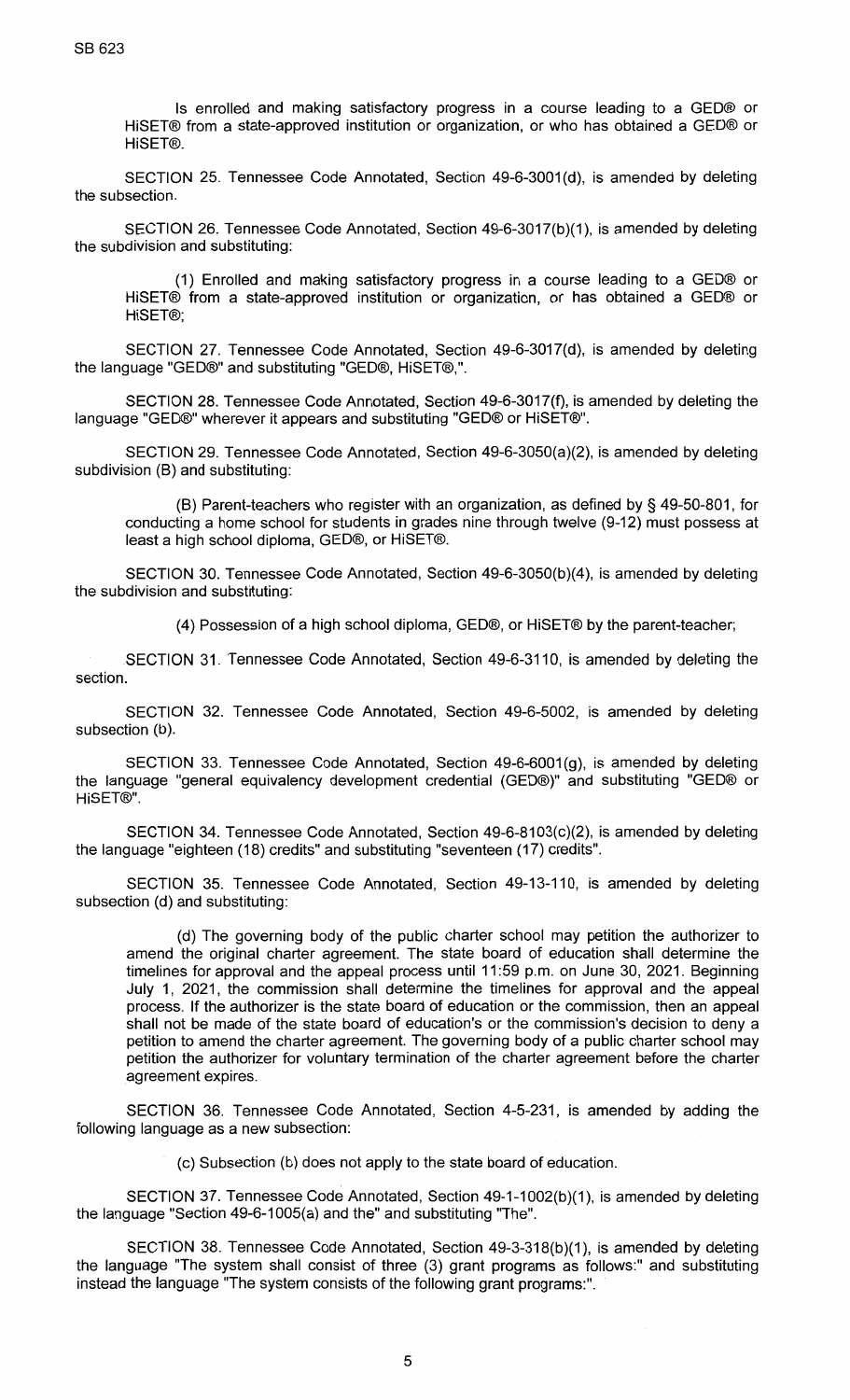Is enrolled and making satisfactory progress in a course leading to a GED® or HiSET® from a state-approved institution or organization, or who has obtained a GED® or HiSET®.

SECTION 25. Tennessee Code Annotated, Section 49-6-3001(d), is amended by deleting the subsection.

SECTION 26. Tennessee Code Annotated, Section 49-6-3017(b)(1), is amended by deleting the subdivision and substituting:

(1) Enrolled and making satisfactory progress in a course leading to a GED® or HiSET® from a state-approved institution or organization, or has obtained a GED® or HiSET®;

SECTION 27. Tennessee Code Annotated, Section 49-6-3017(d), is amended by deleting the language "GED®" and substituting "GED®, HiSET®,".

SECTION 28. Tennessee Code Annotated, Section 49-6-3017(f), is amended by deleting the language "GED®" wherever it appears and substituting "GED® or HiSET®".

SECTION 29. Tennessee Code Annotated, Section 49-6-3050(a)(2), is amended by deleting subdivision (B) and substituting:

(B) Parent-teachers who register with an organization, as defined by § 49-50-801, for conducting a home school for students in grades nine through twelve (9-12) must possess at least a high school diploma, GED®, or HiSET®.

SECTION 30. Tennessee Code Annotated, Section 49-6-3050(b)(4), is amended by deleting the subdivision and substituting:

(4) Possession of a high school diploma, GED®, or HiSET® by the parent-teacher;

SECTION 31. Tennessee Code Annotated, Section 49-6-3110, is amended by deleting the section.

SECTION 32. Tennessee Code Annotated, Section 49-6-5002, is amended by deleting subsection (b).

SECTION 33. Tennessee Code Annotated, Section 49-6-6001(g), is amended by deleting the language "general equivalency development credential (GED®)" and substituting "GED® or HiSET®".

SECTION 34. Tennessee Code Annotated, Section 49-6-8103(c)(2), is amended by deleting the language "eighteen (18) credits" and substituting "seventeen (17) credits".

SECTION 35. Tennessee Code Annotated, Section 49-13-110, is amended by deleting subsection (d) and substituting:

(d) The governing body of the public charter school may petition the authorizer to amend the original charter agreement. The state board of education shall determine the timelines for approval and the appeal process until 11:59 p.m. on June 30, 2021. Beginning July 1, 2021, the commission shall determine the timelines for approval and the appeal process. If the authorizer is the state board of education or the commission, then an appeal shall not be made of the state board of education's or the commission's decision to deny a petition to amend the charter agreement. The governing body of a public charter school may petition the authorizer for voluntary termination of the charter agreement before the charter agreement expires.

SECTION 36. Tennessee Code Annotated, Section 4-5-231, is amended by adding the following language as a new subsection:

(c) Subsection (b) does not apply to the state board of education.

SECTION 37. Tennessee Code Annotated, Section 49-1-1002(b)(1), is amended by deleting the language "Section 49-6-1005(a) and the" and substituting "The".

SECTION 38. Tennessee Code Annotated, Section 49-3-318(b)(1), is amended by deleting the language "The system shall consist of three (3) grant programs as follows:" and substituting instead the language "The system consists of the following grant programs:".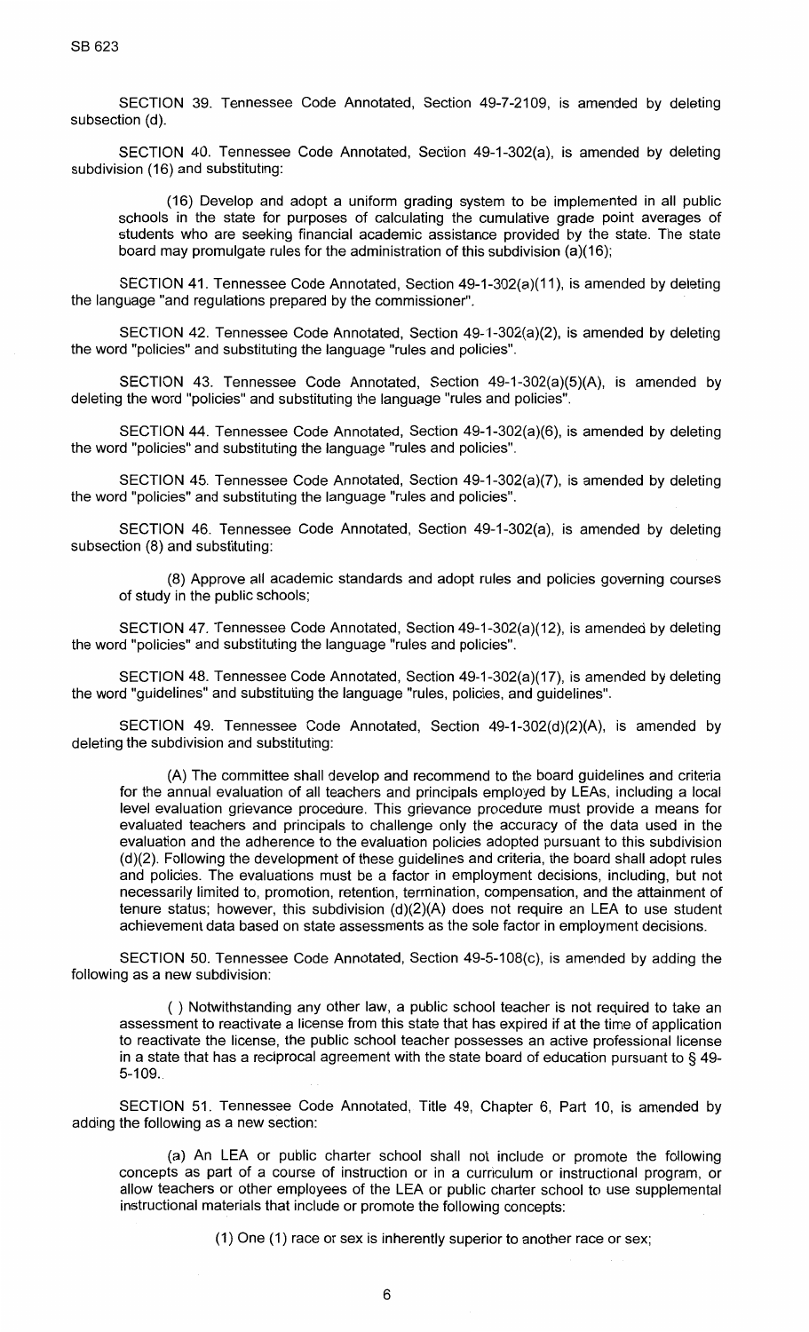SECTION 39. Tennessee Code Annotated, Section 49-7-2109, is amended by deleting subsection (d).

SECTION 40. Tennessee Code Annotated, Section 49-1-302(a), is amended by deleting subdivision (16) and substituting:

> (16) Develop and adopt a uniform grading system to be implemented in all public schools in the state for purposes of calculating the cumulative grade point averages of students who are seeking financial academic assistance provided by the state. The state board may promulgate rules for the administration of this subdivision (a)(16);

SECTION 41. Tennessee Code Annotated, Section 49-1-302(a)(11), is amended by deleting the language "and regulations prepared by the commissioner".

SECTION 42. Tennessee Code Annotated, Section 49-1-302(a)(2), is amended by deleting the word "policies" and substituting the language "rules and policies".

SECTION 43. Tennessee Code Annotated, Section 49-1-302(a)(5)(A), is amended by deleting the word "policies" and substituting the language "rules and policies".

SECTION 44. Tennessee Code Annotated, Section 49-1-302(a)(6), is amended by deleting the word "policies" and substituting the language "rules and policies".

SECTION 45. Tennessee Code Annotated, Section 49-1-302(a)(7), is amended by deleting the word "policies" and substituting the language "rules and policies".

SECTION 46. Tennessee Code Annotated, Section 49-1-302(a), is amended by deleting subsection (8) and substituting:

> (8) Approve all academic standards and adopt rules and policies governing courses of study in the public schools;

SECTION 47. Tennessee Code Annotated, Section 49-1-302(a)(12), is amended by deleting the word "policies" and substituting the language "rules and policies".

SECTION 48. Tennessee Code Annotated, Section 49-1-302(a)(17), is amended by deleting the word "guidelines" and substituting the language "rules, policies, and guidelines".

SECTION 49. Tennessee Code Annotated, Section 49-1-302(d)(2)(A), is amended by deleting the subdivision and substituting:

> (A) The committee shall develop and recommend to the board guidelines and criteria for the annual evaluation of all teachers and principals employed by LEAs, including a local level evaluation grievance procedure. This grievance procedure must provide a means for evaluated teachers and principals to challenge only the accuracy of the data used in the evaluation and the adherence to the evaluation policies adopted pursuant to this subdivision (d)(2). Following the development of these guidelines and criteria, the board shall adopt rules and policies. The evaluations must be a factor in employment decisions, including, but not necessarily limited to, promotion, retention, termination, compensation, and the attainment of tenure status; however, this subdivision (d)(2)(A) does not require an LEA to use student achievement data based on state assessments as the sole factor in employment decisions.

SECTION 50. Tennessee Code Annotated, Section 49-5-108(c), is amended by adding the following as a new subdivision:

> ( ) Notwithstanding any other law, a public school teacher is not required to take an assessment to reactivate a license from this state that has expired if at the time of application to reactivate the license, the public school teacher possesses an active professional license in a state that has a reciprocal agreement with the state board of education pursuant to § 49-5-109.

SECTION 51. Tennessee Code Annotated, Title 49, Chapter 6, Part 10, is amended by adding the following as a new section:

> (a) An LEA or public charter school shall not include or promote the following concepts as part of a course of instruction or in a curriculum or instructional program, or allow teachers or other employees of the LEA or public charter school to use supplemental instructional materials that include or promote the following concepts:
>
> > (1) One (1) race or sex is inherently superior to another race or sex;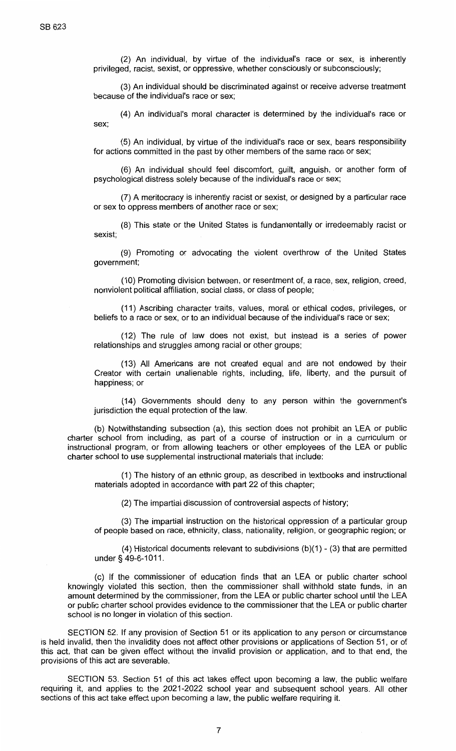(2) An individual, by virtue of the individual's race or sex, is inherently privileged, racist, sexist, or oppressive, whether consciously or subconsciously;

(3) An individual should be discriminated against or receive adverse treatment because of the individual's race or sex;

(4) An individual's moral character is determined by the individual's race or sex;

(5) An individual, by virtue of the individual's race or sex, bears responsibility for actions committed in the past by other members of the same race or sex;

(6) An individual should feel discomfort, guilt, anguish, or another form of psychological distress solely because of the individual's race or sex;

(7) A meritocracy is inherently racist or sexist, or designed by a particular race or sex to oppress members of another race or sex;

(8) This state or the United States is fundamentally or irredeemably racist or sexist;

(9) Promoting or advocating the violent overthrow of the United States government;

(10) Promoting division between, or resentment of, a race, sex, religion, creed, nonviolent political affiliation, social class, or class of people;

(11) Ascribing character traits, values, moral or ethical codes, privileges, or beliefs to a race or sex, or to an individual because of the individual's race or sex;

(12) The rule of law does not exist, but instead is a series of power relationships and struggles among racial or other groups;

(13) All Americans are not created equal and are not endowed by their Creator with certain unalienable rights, including, life, liberty, and the pursuit of happiness; or

(14) Governments should deny to any person within the government's jurisdiction the equal protection of the law.

(b) Notwithstanding subsection (a), this section does not prohibit an LEA or public charter school from including, as part of a course of instruction or in a curriculum or instructional program, or from allowing teachers or other employees of the LEA or public charter school to use supplemental instructional materials that include:

(1) The history of an ethnic group, as described in textbooks and instructional materials adopted in accordance with part 22 of this chapter;

(2) The impartial discussion of controversial aspects of history;

(3) The impartial instruction on the historical oppression of a particular group of people based on race, ethnicity, class, nationality, religion, or geographic region; or

(4) Historical documents relevant to subdivisions (b)(1) - (3) that are permitted under § 49-6-1011.

(c) If the commissioner of education finds that an LEA or public charter school knowingly violated this section, then the commissioner shall withhold state funds, in an amount determined by the commissioner, from the LEA or public charter school until the LEA or public charter school provides evidence to the commissioner that the LEA or public charter school is no longer in violation of this section.

SECTION 52. If any provision of Section 51 or its application to any person or circumstance is held invalid, then the invalidity does not affect other provisions or applications of Section 51, or of this act, that can be given effect without the invalid provision or application, and to that end, the provisions of this act are severable.

SECTION 53. Section 51 of this act takes effect upon becoming a law, the public welfare requiring it, and applies to the 2021-2022 school year and subsequent school years. All other sections of this act take effect upon becoming a law, the public welfare requiring it.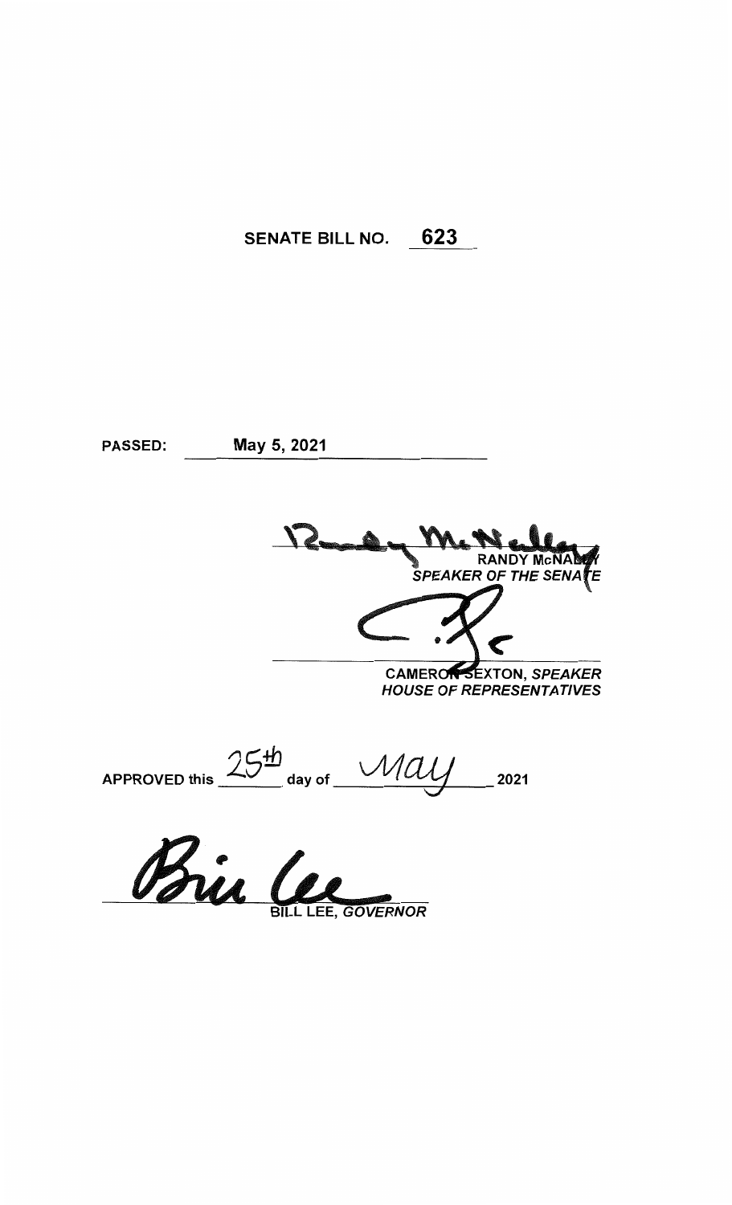**SENATE BILL NO. 623**

**PASSED:** May 5, 2021

RANDY McNALLY
*SPEAKER OF THE SENATE*

CAMERON SEXTON, *SPEAKER*
*HOUSE OF REPRESENTATIVES*

**APPROVED this** 25th **day of** May **2021**

BILL LEE, *GOVERNOR*